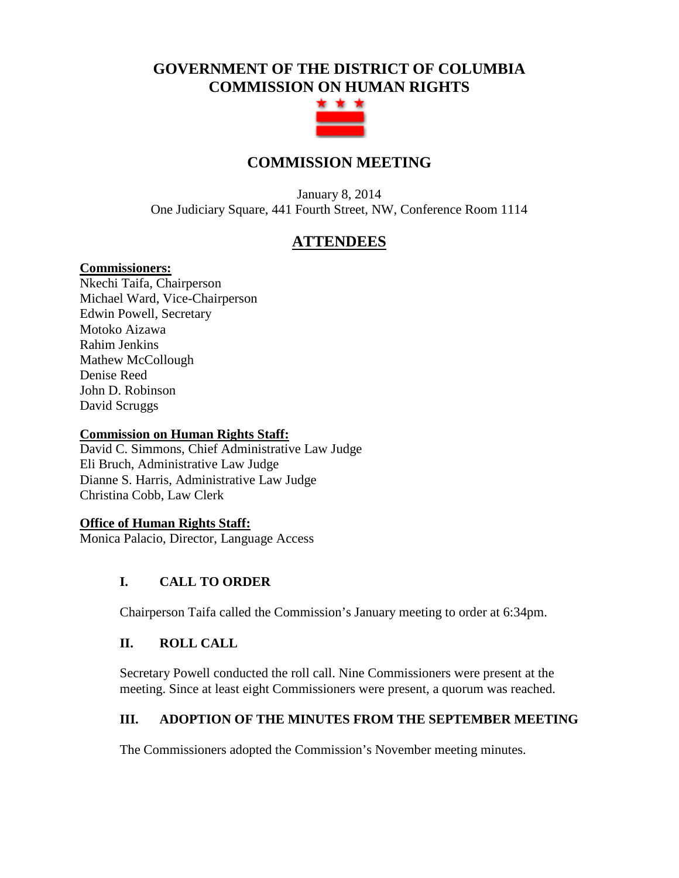# GOVERNMENT OF THE DISTRICT OF COLUMBIA
# COMMISSION ON HUMAN RIGHTS

## COMMISSION MEETING

January 8, 2014
One Judiciary Square, 441 Fourth Street, NW, Conference Room 1114

## ATTENDEES

**Commissioners:**
Nkechi Taifa, Chairperson
Michael Ward, Vice-Chairperson
Edwin Powell, Secretary
Motoko Aizawa
Rahim Jenkins
Mathew McCollough
Denise Reed
John D. Robinson
David Scruggs

**Commission on Human Rights Staff:**
David C. Simmons, Chief Administrative Law Judge
Eli Bruch, Administrative Law Judge
Dianne S. Harris, Administrative Law Judge
Christina Cobb, Law Clerk

**Office of Human Rights Staff:**
Monica Palacio, Director, Language Access

### I. CALL TO ORDER

Chairperson Taifa called the Commission's January meeting to order at 6:34pm.

### II. ROLL CALL

Secretary Powell conducted the roll call. Nine Commissioners were present at the meeting. Since at least eight Commissioners were present, a quorum was reached.

### III. ADOPTION OF THE MINUTES FROM THE SEPTEMBER MEETING

The Commissioners adopted the Commission's November meeting minutes.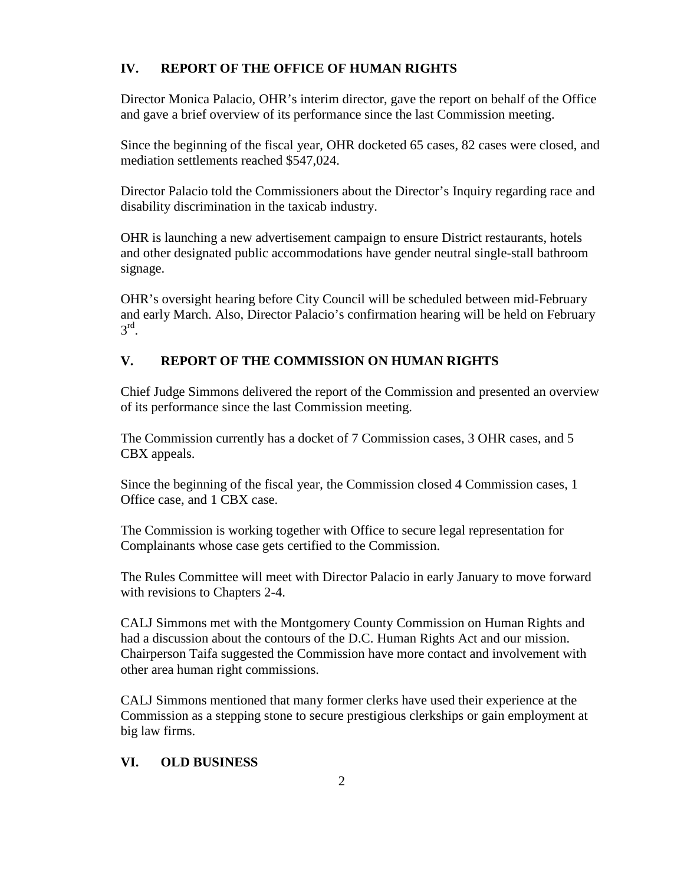## IV. REPORT OF THE OFFICE OF HUMAN RIGHTS

Director Monica Palacio, OHR's interim director, gave the report on behalf of the Office and gave a brief overview of its performance since the last Commission meeting.

Since the beginning of the fiscal year, OHR docketed 65 cases, 82 cases were closed, and mediation settlements reached $547,024.

Director Palacio told the Commissioners about the Director's Inquiry regarding race and disability discrimination in the taxicab industry.

OHR is launching a new advertisement campaign to ensure District restaurants, hotels and other designated public accommodations have gender neutral single-stall bathroom signage.

OHR's oversight hearing before City Council will be scheduled between mid-February and early March. Also, Director Palacio's confirmation hearing will be held on February 3rd.

## V. REPORT OF THE COMMISSION ON HUMAN RIGHTS

Chief Judge Simmons delivered the report of the Commission and presented an overview of its performance since the last Commission meeting.

The Commission currently has a docket of 7 Commission cases, 3 OHR cases, and 5 CBX appeals.

Since the beginning of the fiscal year, the Commission closed 4 Commission cases, 1 Office case, and 1 CBX case.

The Commission is working together with Office to secure legal representation for Complainants whose case gets certified to the Commission.

The Rules Committee will meet with Director Palacio in early January to move forward with revisions to Chapters 2-4.

CALJ Simmons met with the Montgomery County Commission on Human Rights and had a discussion about the contours of the D.C. Human Rights Act and our mission. Chairperson Taifa suggested the Commission have more contact and involvement with other area human right commissions.

CALJ Simmons mentioned that many former clerks have used their experience at the Commission as a stepping stone to secure prestigious clerkships or gain employment at big law firms.

## VI. OLD BUSINESS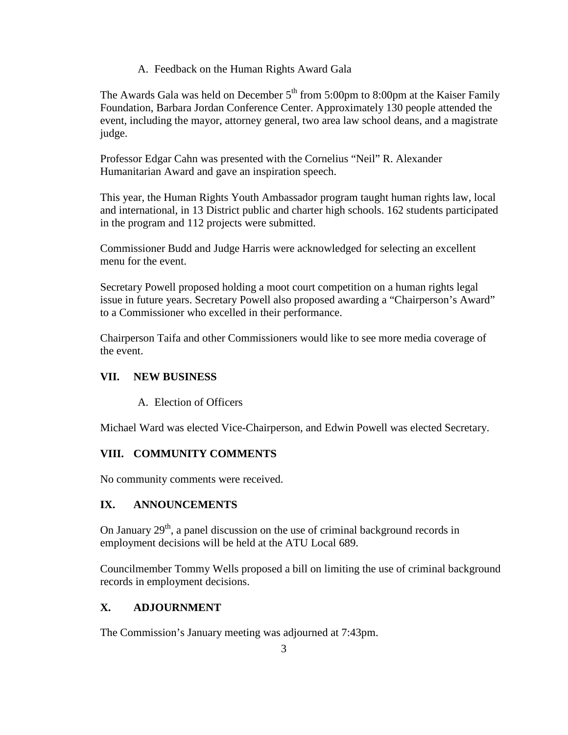A. Feedback on the Human Rights Award Gala

The Awards Gala was held on December 5th from 5:00pm to 8:00pm at the Kaiser Family Foundation, Barbara Jordan Conference Center. Approximately 130 people attended the event, including the mayor, attorney general, two area law school deans, and a magistrate judge.

Professor Edgar Cahn was presented with the Cornelius "Neil" R. Alexander Humanitarian Award and gave an inspiration speech.

This year, the Human Rights Youth Ambassador program taught human rights law, local and international, in 13 District public and charter high schools. 162 students participated in the program and 112 projects were submitted.

Commissioner Budd and Judge Harris were acknowledged for selecting an excellent menu for the event.

Secretary Powell proposed holding a moot court competition on a human rights legal issue in future years. Secretary Powell also proposed awarding a "Chairperson's Award" to a Commissioner who excelled in their performance.

Chairperson Taifa and other Commissioners would like to see more media coverage of the event.

## VII. NEW BUSINESS

A. Election of Officers

Michael Ward was elected Vice-Chairperson, and Edwin Powell was elected Secretary.

## VIII. COMMUNITY COMMENTS

No community comments were received.

## IX. ANNOUNCEMENTS

On January 29th, a panel discussion on the use of criminal background records in employment decisions will be held at the ATU Local 689.

Councilmember Tommy Wells proposed a bill on limiting the use of criminal background records in employment decisions.

## X. ADJOURNMENT

The Commission's January meeting was adjourned at 7:43pm.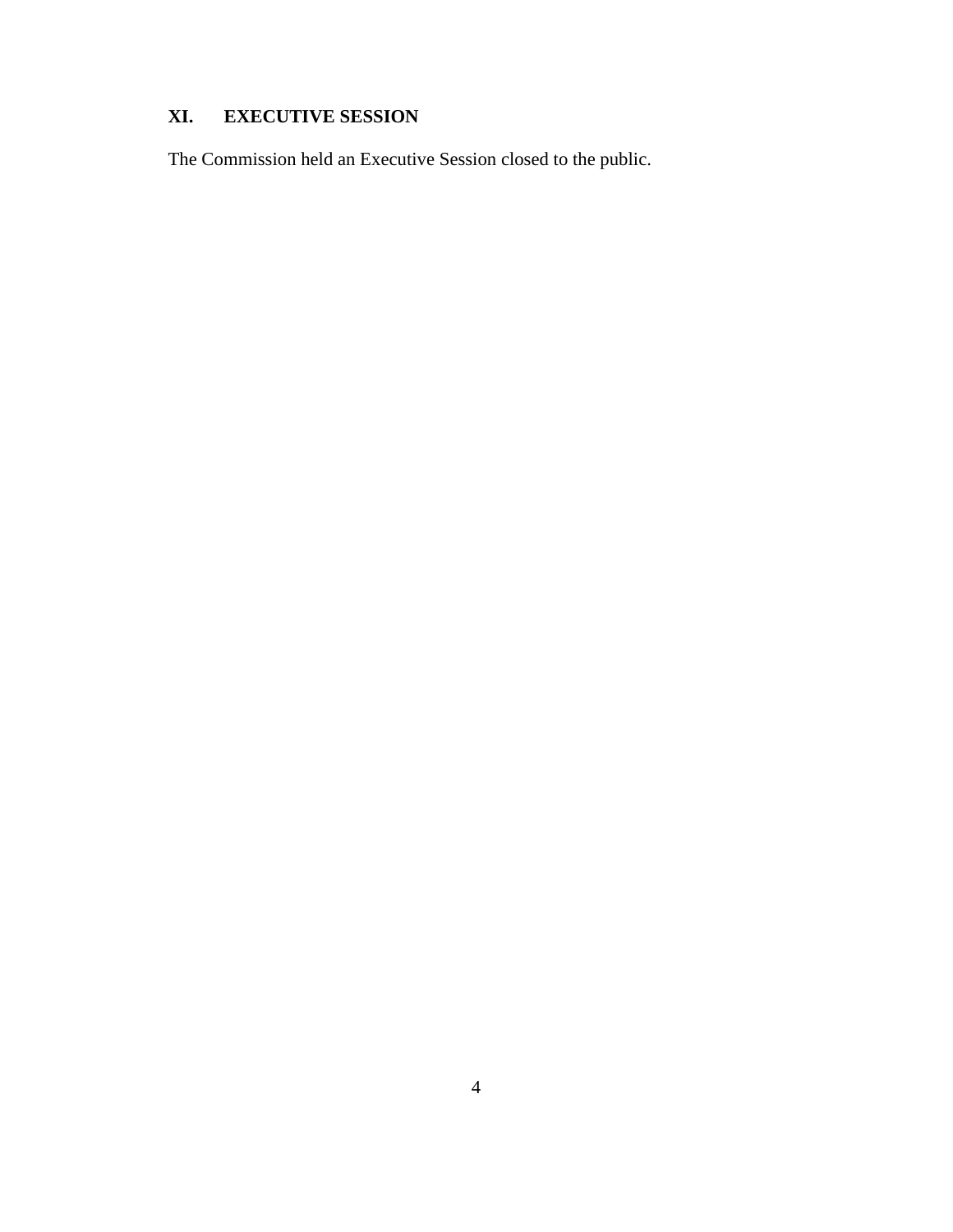## XI. EXECUTIVE SESSION

The Commission held an Executive Session closed to the public.